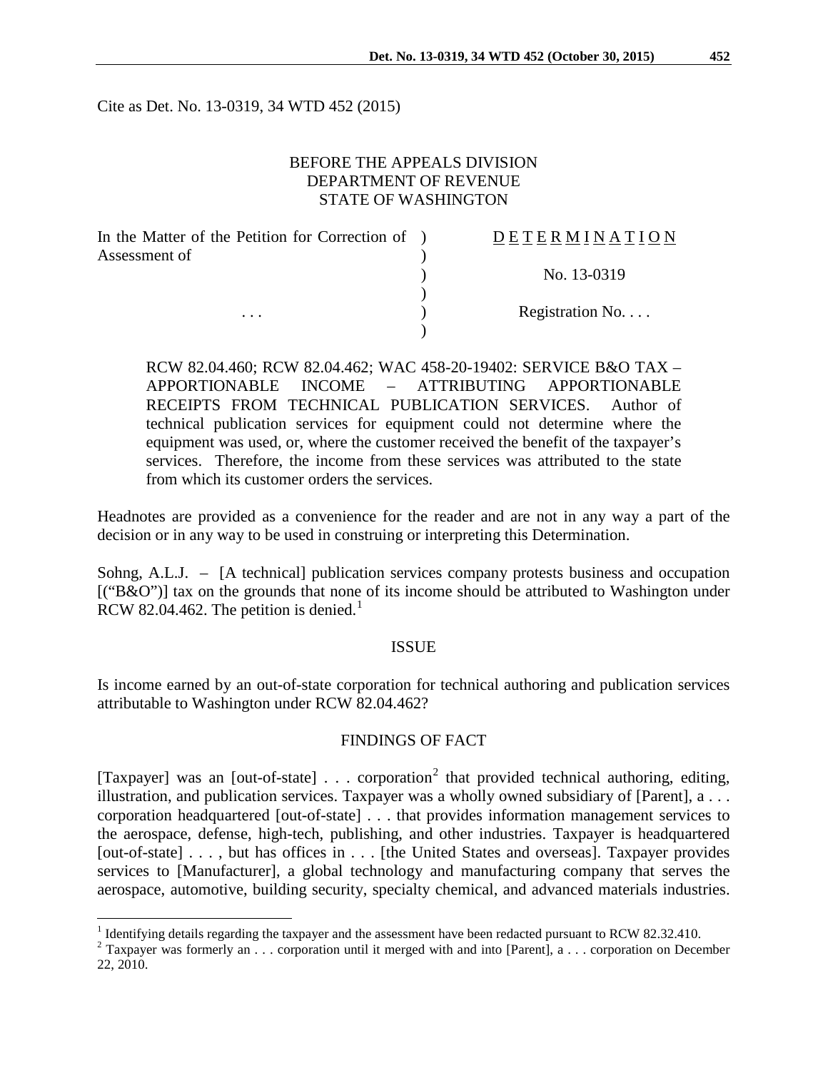Cite as Det. No. 13-0319, 34 WTD 452 (2015)

BEFORE THE APPEALS DIVISION
DEPARTMENT OF REVENUE
STATE OF WASHINGTON

| | | |
|---|---|---|
| In the Matter of the Petition for Correction of Assessment of | ) | D E T E R M I N A T I O N |
| | ) | No. 13-0319 |
| . . . | ) | Registration No. . . . |

RCW 82.04.460; RCW 82.04.462; WAC 458-20-19402: SERVICE B&O TAX – APPORTIONABLE INCOME – ATTRIBUTING APPORTIONABLE RECEIPTS FROM TECHNICAL PUBLICATION SERVICES. Author of technical publication services for equipment could not determine where the equipment was used, or, where the customer received the benefit of the taxpayer's services. Therefore, the income from these services was attributed to the state from which its customer orders the services.

Headnotes are provided as a convenience for the reader and are not in any way a part of the decision or in any way to be used in construing or interpreting this Determination.

Sohng, A.L.J. – [A technical] publication services company protests business and occupation [("B&O")] tax on the grounds that none of its income should be attributed to Washington under RCW 82.04.462. The petition is denied.[1]

## ISSUE

Is income earned by an out-of-state corporation for technical authoring and publication services attributable to Washington under RCW 82.04.462?

## FINDINGS OF FACT

[Taxpayer] was an [out-of-state] . . . corporation[2] that provided technical authoring, editing, illustration, and publication services. Taxpayer was a wholly owned subsidiary of [Parent], a . . . corporation headquartered [out-of-state] . . . that provides information management services to the aerospace, defense, high-tech, publishing, and other industries. Taxpayer is headquartered [out-of-state] . . . , but has offices in . . . [the United States and overseas]. Taxpayer provides services to [Manufacturer], a global technology and manufacturing company that serves the aerospace, automotive, building security, specialty chemical, and advanced materials industries.

[1] Identifying details regarding the taxpayer and the assessment have been redacted pursuant to RCW 82.32.410.

[2] Taxpayer was formerly an . . . corporation until it merged with and into [Parent], a . . . corporation on December 22, 2010.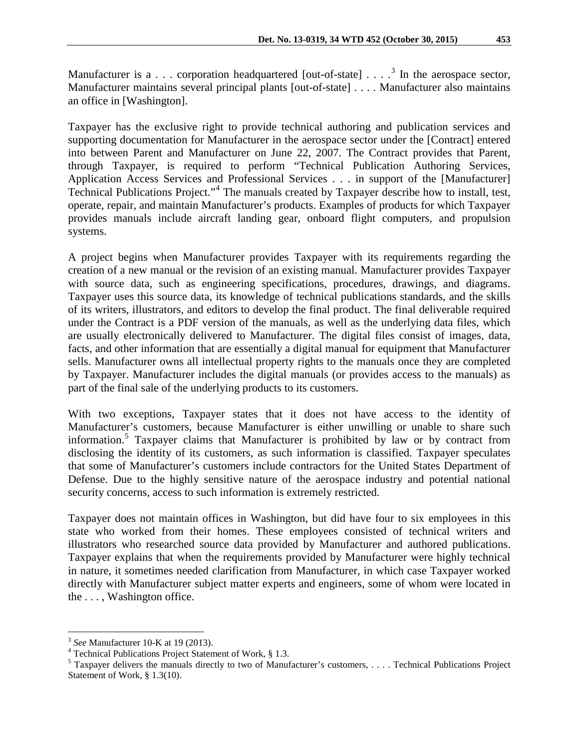Manufacturer is a . . . corporation headquartered [out-of-state] . . . .[3] In the aerospace sector, Manufacturer maintains several principal plants [out-of-state] . . . . Manufacturer also maintains an office in [Washington].

Taxpayer has the exclusive right to provide technical authoring and publication services and supporting documentation for Manufacturer in the aerospace sector under the [Contract] entered into between Parent and Manufacturer on June 22, 2007. The Contract provides that Parent, through Taxpayer, is required to perform "Technical Publication Authoring Services, Application Access Services and Professional Services . . . in support of the [Manufacturer] Technical Publications Project."[4] The manuals created by Taxpayer describe how to install, test, operate, repair, and maintain Manufacturer's products. Examples of products for which Taxpayer provides manuals include aircraft landing gear, onboard flight computers, and propulsion systems.

A project begins when Manufacturer provides Taxpayer with its requirements regarding the creation of a new manual or the revision of an existing manual. Manufacturer provides Taxpayer with source data, such as engineering specifications, procedures, drawings, and diagrams. Taxpayer uses this source data, its knowledge of technical publications standards, and the skills of its writers, illustrators, and editors to develop the final product. The final deliverable required under the Contract is a PDF version of the manuals, as well as the underlying data files, which are usually electronically delivered to Manufacturer. The digital files consist of images, data, facts, and other information that are essentially a digital manual for equipment that Manufacturer sells. Manufacturer owns all intellectual property rights to the manuals once they are completed by Taxpayer. Manufacturer includes the digital manuals (or provides access to the manuals) as part of the final sale of the underlying products to its customers.

With two exceptions, Taxpayer states that it does not have access to the identity of Manufacturer's customers, because Manufacturer is either unwilling or unable to share such information.[5] Taxpayer claims that Manufacturer is prohibited by law or by contract from disclosing the identity of its customers, as such information is classified. Taxpayer speculates that some of Manufacturer's customers include contractors for the United States Department of Defense. Due to the highly sensitive nature of the aerospace industry and potential national security concerns, access to such information is extremely restricted.

Taxpayer does not maintain offices in Washington, but did have four to six employees in this state who worked from their homes. These employees consisted of technical writers and illustrators who researched source data provided by Manufacturer and authored publications. Taxpayer explains that when the requirements provided by Manufacturer were highly technical in nature, it sometimes needed clarification from Manufacturer, in which case Taxpayer worked directly with Manufacturer subject matter experts and engineers, some of whom were located in the . . . , Washington office.

---

[3] *See* Manufacturer 10-K at 19 (2013).

[4] Technical Publications Project Statement of Work, § 1.3.

[5] Taxpayer delivers the manuals directly to two of Manufacturer's customers, . . . . Technical Publications Project Statement of Work, § 1.3(10).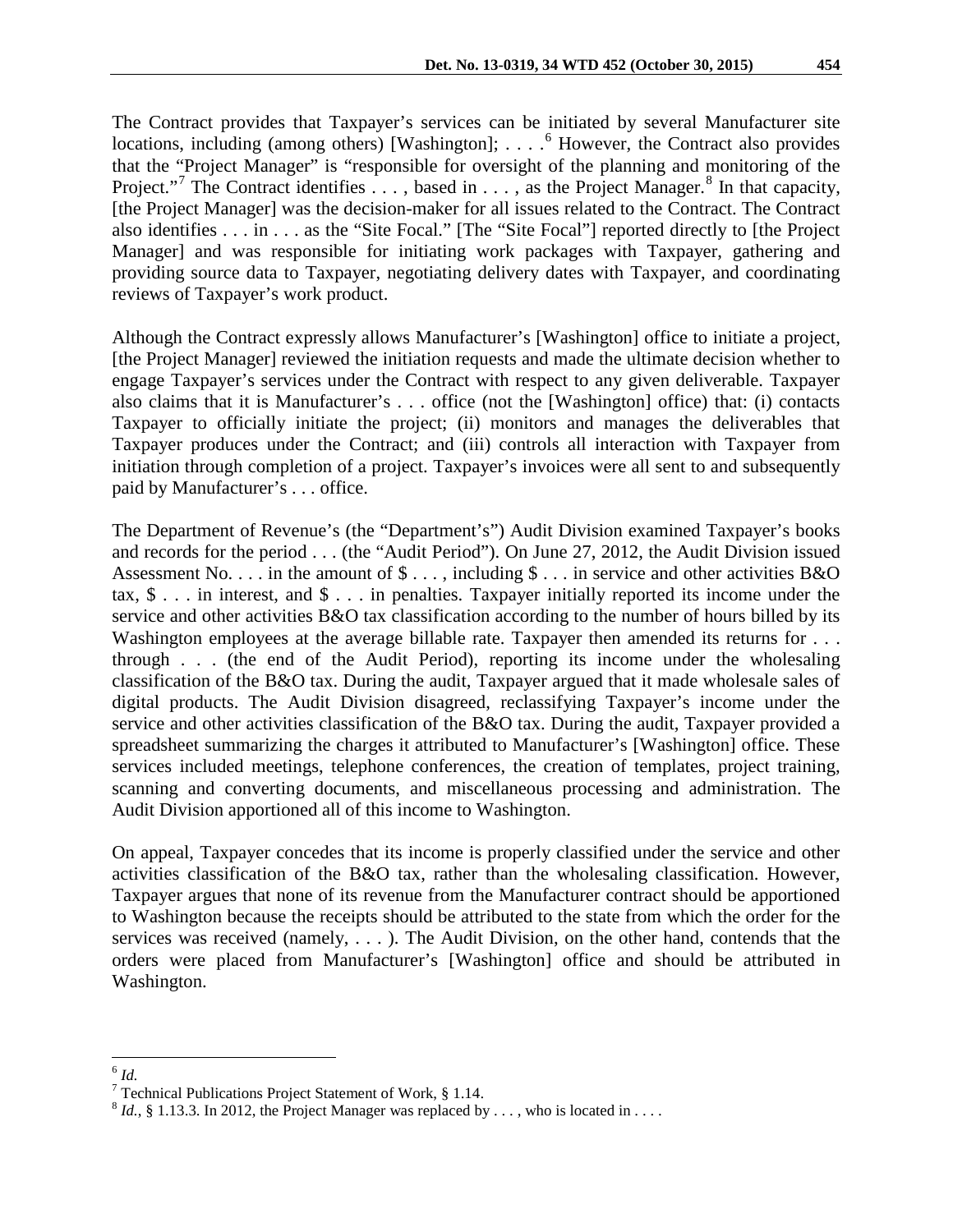The Contract provides that Taxpayer's services can be initiated by several Manufacturer site locations, including (among others) [Washington]; . . . .[6] However, the Contract also provides that the "Project Manager" is "responsible for oversight of the planning and monitoring of the Project."[7] The Contract identifies . . . , based in . . . , as the Project Manager.[8] In that capacity, [the Project Manager] was the decision-maker for all issues related to the Contract. The Contract also identifies . . . in . . . as the "Site Focal." [The "Site Focal"] reported directly to [the Project Manager] and was responsible for initiating work packages with Taxpayer, gathering and providing source data to Taxpayer, negotiating delivery dates with Taxpayer, and coordinating reviews of Taxpayer's work product.

Although the Contract expressly allows Manufacturer's [Washington] office to initiate a project, [the Project Manager] reviewed the initiation requests and made the ultimate decision whether to engage Taxpayer's services under the Contract with respect to any given deliverable. Taxpayer also claims that it is Manufacturer's . . . office (not the [Washington] office) that: (i) contacts Taxpayer to officially initiate the project; (ii) monitors and manages the deliverables that Taxpayer produces under the Contract; and (iii) controls all interaction with Taxpayer from initiation through completion of a project. Taxpayer's invoices were all sent to and subsequently paid by Manufacturer's . . . office.

The Department of Revenue's (the "Department's") Audit Division examined Taxpayer's books and records for the period . . . (the "Audit Period"). On June 27, 2012, the Audit Division issued Assessment No. . . . in the amount of $ . . . , including $ . . . in service and other activities B&O tax, $ . . . in interest, and $ . . . in penalties. Taxpayer initially reported its income under the service and other activities B&O tax classification according to the number of hours billed by its Washington employees at the average billable rate. Taxpayer then amended its returns for . . . through . . . (the end of the Audit Period), reporting its income under the wholesaling classification of the B&O tax. During the audit, Taxpayer argued that it made wholesale sales of digital products. The Audit Division disagreed, reclassifying Taxpayer's income under the service and other activities classification of the B&O tax. During the audit, Taxpayer provided a spreadsheet summarizing the charges it attributed to Manufacturer's [Washington] office. These services included meetings, telephone conferences, the creation of templates, project training, scanning and converting documents, and miscellaneous processing and administration. The Audit Division apportioned all of this income to Washington.

On appeal, Taxpayer concedes that its income is properly classified under the service and other activities classification of the B&O tax, rather than the wholesaling classification. However, Taxpayer argues that none of its revenue from the Manufacturer contract should be apportioned to Washington because the receipts should be attributed to the state from which the order for the services was received (namely, . . . ). The Audit Division, on the other hand, contends that the orders were placed from Manufacturer's [Washington] office and should be attributed in Washington.

---

[6] *Id.*

[7] Technical Publications Project Statement of Work, § 1.14.

[8] *Id.*, § 1.13.3. In 2012, the Project Manager was replaced by . . . , who is located in . . . .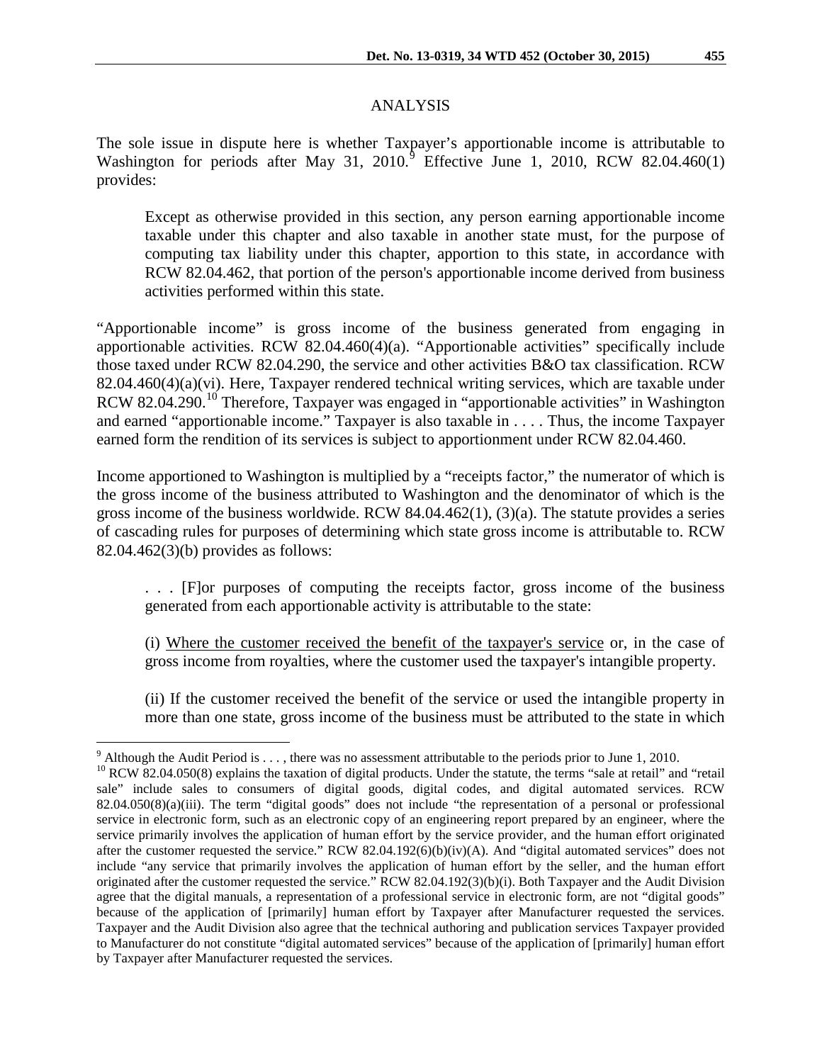## ANALYSIS

The sole issue in dispute here is whether Taxpayer's apportionable income is attributable to Washington for periods after May 31, 2010.[9] Effective June 1, 2010, RCW 82.04.460(1) provides:

> Except as otherwise provided in this section, any person earning apportionable income taxable under this chapter and also taxable in another state must, for the purpose of computing tax liability under this chapter, apportion to this state, in accordance with RCW 82.04.462, that portion of the person's apportionable income derived from business activities performed within this state.

"Apportionable income" is gross income of the business generated from engaging in apportionable activities. RCW 82.04.460(4)(a). "Apportionable activities" specifically include those taxed under RCW 82.04.290, the service and other activities B&O tax classification. RCW 82.04.460(4)(a)(vi). Here, Taxpayer rendered technical writing services, which are taxable under RCW 82.04.290.[10] Therefore, Taxpayer was engaged in "apportionable activities" in Washington and earned "apportionable income." Taxpayer is also taxable in . . . . Thus, the income Taxpayer earned form the rendition of its services is subject to apportionment under RCW 82.04.460.

Income apportioned to Washington is multiplied by a "receipts factor," the numerator of which is the gross income of the business attributed to Washington and the denominator of which is the gross income of the business worldwide. RCW 84.04.462(1), (3)(a). The statute provides a series of cascading rules for purposes of determining which state gross income is attributable to. RCW 82.04.462(3)(b) provides as follows:

> . . . [F]or purposes of computing the receipts factor, gross income of the business generated from each apportionable activity is attributable to the state:
>
> (i) <u>Where the customer received the benefit of the taxpayer's service</u> or, in the case of gross income from royalties, where the customer used the taxpayer's intangible property.
>
> (ii) If the customer received the benefit of the service or used the intangible property in more than one state, gross income of the business must be attributed to the state in which

---

[9] Although the Audit Period is . . . , there was no assessment attributable to the periods prior to June 1, 2010.

[10] RCW 82.04.050(8) explains the taxation of digital products. Under the statute, the terms "sale at retail" and "retail sale" include sales to consumers of digital goods, digital codes, and digital automated services. RCW 82.04.050(8)(a)(iii). The term "digital goods" does not include "the representation of a personal or professional service in electronic form, such as an electronic copy of an engineering report prepared by an engineer, where the service primarily involves the application of human effort by the service provider, and the human effort originated after the customer requested the service." RCW 82.04.192(6)(b)(iv)(A). And "digital automated services" does not include "any service that primarily involves the application of human effort by the seller, and the human effort originated after the customer requested the service." RCW 82.04.192(3)(b)(i). Both Taxpayer and the Audit Division agree that the digital manuals, a representation of a professional service in electronic form, are not "digital goods" because of the application of [primarily] human effort by Taxpayer after Manufacturer requested the services. Taxpayer and the Audit Division also agree that the technical authoring and publication services Taxpayer provided to Manufacturer do not constitute "digital automated services" because of the application of [primarily] human effort by Taxpayer after Manufacturer requested the services.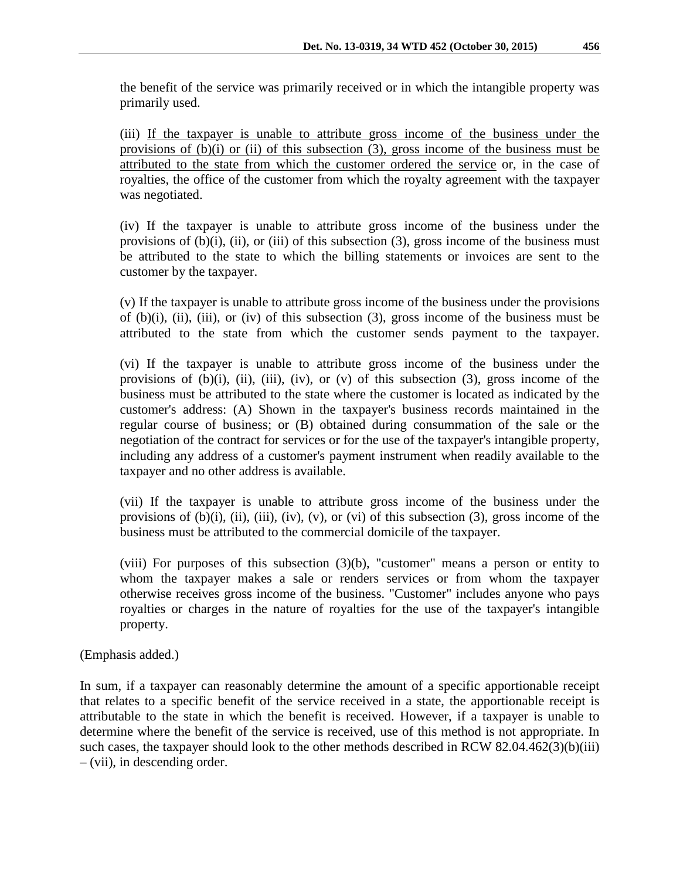the benefit of the service was primarily received or in which the intangible property was primarily used.

> (iii) <u>If the taxpayer is unable to attribute gross income of the business under the provisions of (b)(i) or (ii) of this subsection (3), gross income of the business must be attributed to the state from which the customer ordered the service</u> or, in the case of royalties, the office of the customer from which the royalty agreement with the taxpayer was negotiated.
>
> (iv) If the taxpayer is unable to attribute gross income of the business under the provisions of (b)(i), (ii), or (iii) of this subsection (3), gross income of the business must be attributed to the state to which the billing statements or invoices are sent to the customer by the taxpayer.
>
> (v) If the taxpayer is unable to attribute gross income of the business under the provisions of (b)(i), (ii), (iii), or (iv) of this subsection (3), gross income of the business must be attributed to the state from which the customer sends payment to the taxpayer.
>
> (vi) If the taxpayer is unable to attribute gross income of the business under the provisions of (b)(i), (ii), (iii), (iv), or (v) of this subsection (3), gross income of the business must be attributed to the state where the customer is located as indicated by the customer's address: (A) Shown in the taxpayer's business records maintained in the regular course of business; or (B) obtained during consummation of the sale or the negotiation of the contract for services or for the use of the taxpayer's intangible property, including any address of a customer's payment instrument when readily available to the taxpayer and no other address is available.
>
> (vii) If the taxpayer is unable to attribute gross income of the business under the provisions of (b)(i), (ii), (iii), (iv), (v), or (vi) of this subsection (3), gross income of the business must be attributed to the commercial domicile of the taxpayer.
>
> (viii) For purposes of this subsection (3)(b), "customer" means a person or entity to whom the taxpayer makes a sale or renders services or from whom the taxpayer otherwise receives gross income of the business. "Customer" includes anyone who pays royalties or charges in the nature of royalties for the use of the taxpayer's intangible property.

(Emphasis added.)

In sum, if a taxpayer can reasonably determine the amount of a specific apportionable receipt that relates to a specific benefit of the service received in a state, the apportionable receipt is attributable to the state in which the benefit is received. However, if a taxpayer is unable to determine where the benefit of the service is received, use of this method is not appropriate. In such cases, the taxpayer should look to the other methods described in RCW 82.04.462(3)(b)(iii) – (vii), in descending order.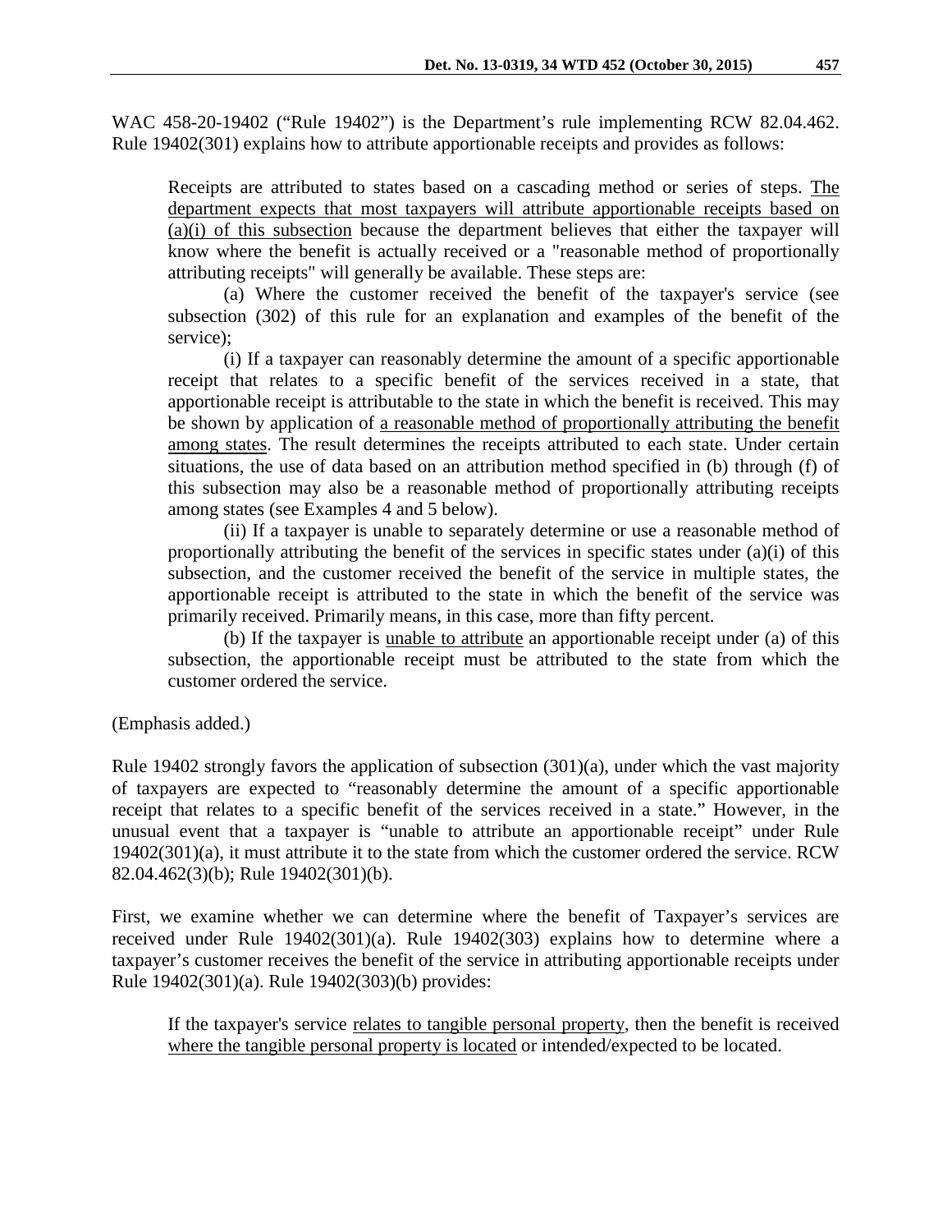WAC 458-20-19402 ("Rule 19402") is the Department's rule implementing RCW 82.04.462. Rule 19402(301) explains how to attribute apportionable receipts and provides as follows:

> Receipts are attributed to states based on a cascading method or series of steps. <u>The department expects that most taxpayers will attribute apportionable receipts based on (a)(i) of this subsection</u> because the department believes that either the taxpayer will know where the benefit is actually received or a "reasonable method of proportionally attributing receipts" will generally be available. These steps are:
>
> (a) Where the customer received the benefit of the taxpayer's service (see subsection (302) of this rule for an explanation and examples of the benefit of the service);
>
> (i) If a taxpayer can reasonably determine the amount of a specific apportionable receipt that relates to a specific benefit of the services received in a state, that apportionable receipt is attributable to the state in which the benefit is received. This may be shown by application of <u>a reasonable method of proportionally attributing the benefit among states</u>. The result determines the receipts attributed to each state. Under certain situations, the use of data based on an attribution method specified in (b) through (f) of this subsection may also be a reasonable method of proportionally attributing receipts among states (see Examples 4 and 5 below).
>
> (ii) If a taxpayer is unable to separately determine or use a reasonable method of proportionally attributing the benefit of the services in specific states under (a)(i) of this subsection, and the customer received the benefit of the service in multiple states, the apportionable receipt is attributed to the state in which the benefit of the service was primarily received. Primarily means, in this case, more than fifty percent.
>
> (b) If the taxpayer is <u>unable to attribute</u> an apportionable receipt under (a) of this subsection, the apportionable receipt must be attributed to the state from which the customer ordered the service.

(Emphasis added.)

Rule 19402 strongly favors the application of subsection (301)(a), under which the vast majority of taxpayers are expected to "reasonably determine the amount of a specific apportionable receipt that relates to a specific benefit of the services received in a state." However, in the unusual event that a taxpayer is "unable to attribute an apportionable receipt" under Rule 19402(301)(a), it must attribute it to the state from which the customer ordered the service. RCW 82.04.462(3)(b); Rule 19402(301)(b).

First, we examine whether we can determine where the benefit of Taxpayer's services are received under Rule 19402(301)(a). Rule 19402(303) explains how to determine where a taxpayer's customer receives the benefit of the service in attributing apportionable receipts under Rule 19402(301)(a). Rule 19402(303)(b) provides:

> If the taxpayer's service <u>relates to tangible personal property</u>, then the benefit is received <u>where the tangible personal property is located</u> or intended/expected to be located.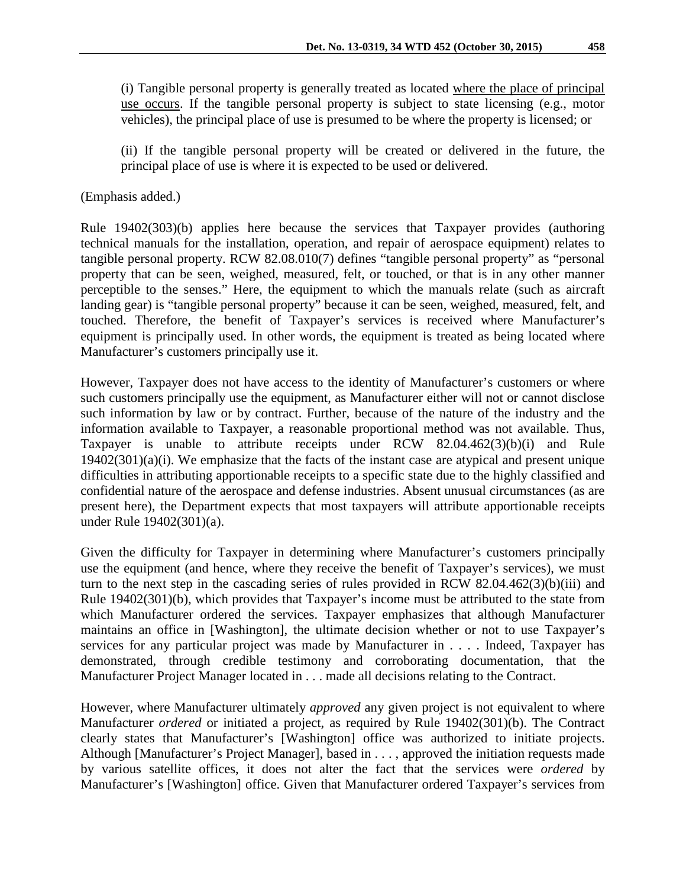> (i) Tangible personal property is generally treated as located <u>where the place of principal use occurs</u>. If the tangible personal property is subject to state licensing (e.g., motor vehicles), the principal place of use is presumed to be where the property is licensed; or
>
> (ii) If the tangible personal property will be created or delivered in the future, the principal place of use is where it is expected to be used or delivered.

(Emphasis added.)

Rule 19402(303)(b) applies here because the services that Taxpayer provides (authoring technical manuals for the installation, operation, and repair of aerospace equipment) relates to tangible personal property. RCW 82.08.010(7) defines "tangible personal property" as "personal property that can be seen, weighed, measured, felt, or touched, or that is in any other manner perceptible to the senses." Here, the equipment to which the manuals relate (such as aircraft landing gear) is "tangible personal property" because it can be seen, weighed, measured, felt, and touched. Therefore, the benefit of Taxpayer's services is received where Manufacturer's equipment is principally used. In other words, the equipment is treated as being located where Manufacturer's customers principally use it.

However, Taxpayer does not have access to the identity of Manufacturer's customers or where such customers principally use the equipment, as Manufacturer either will not or cannot disclose such information by law or by contract. Further, because of the nature of the industry and the information available to Taxpayer, a reasonable proportional method was not available. Thus, Taxpayer is unable to attribute receipts under RCW 82.04.462(3)(b)(i) and Rule 19402(301)(a)(i). We emphasize that the facts of the instant case are atypical and present unique difficulties in attributing apportionable receipts to a specific state due to the highly classified and confidential nature of the aerospace and defense industries. Absent unusual circumstances (as are present here), the Department expects that most taxpayers will attribute apportionable receipts under Rule 19402(301)(a).

Given the difficulty for Taxpayer in determining where Manufacturer's customers principally use the equipment (and hence, where they receive the benefit of Taxpayer's services), we must turn to the next step in the cascading series of rules provided in RCW 82.04.462(3)(b)(iii) and Rule 19402(301)(b), which provides that Taxpayer's income must be attributed to the state from which Manufacturer ordered the services. Taxpayer emphasizes that although Manufacturer maintains an office in [Washington], the ultimate decision whether or not to use Taxpayer's services for any particular project was made by Manufacturer in . . . . Indeed, Taxpayer has demonstrated, through credible testimony and corroborating documentation, that the Manufacturer Project Manager located in . . . made all decisions relating to the Contract.

However, where Manufacturer ultimately *approved* any given project is not equivalent to where Manufacturer *ordered* or initiated a project, as required by Rule 19402(301)(b). The Contract clearly states that Manufacturer's [Washington] office was authorized to initiate projects. Although [Manufacturer's Project Manager], based in . . . , approved the initiation requests made by various satellite offices, it does not alter the fact that the services were *ordered* by Manufacturer's [Washington] office. Given that Manufacturer ordered Taxpayer's services from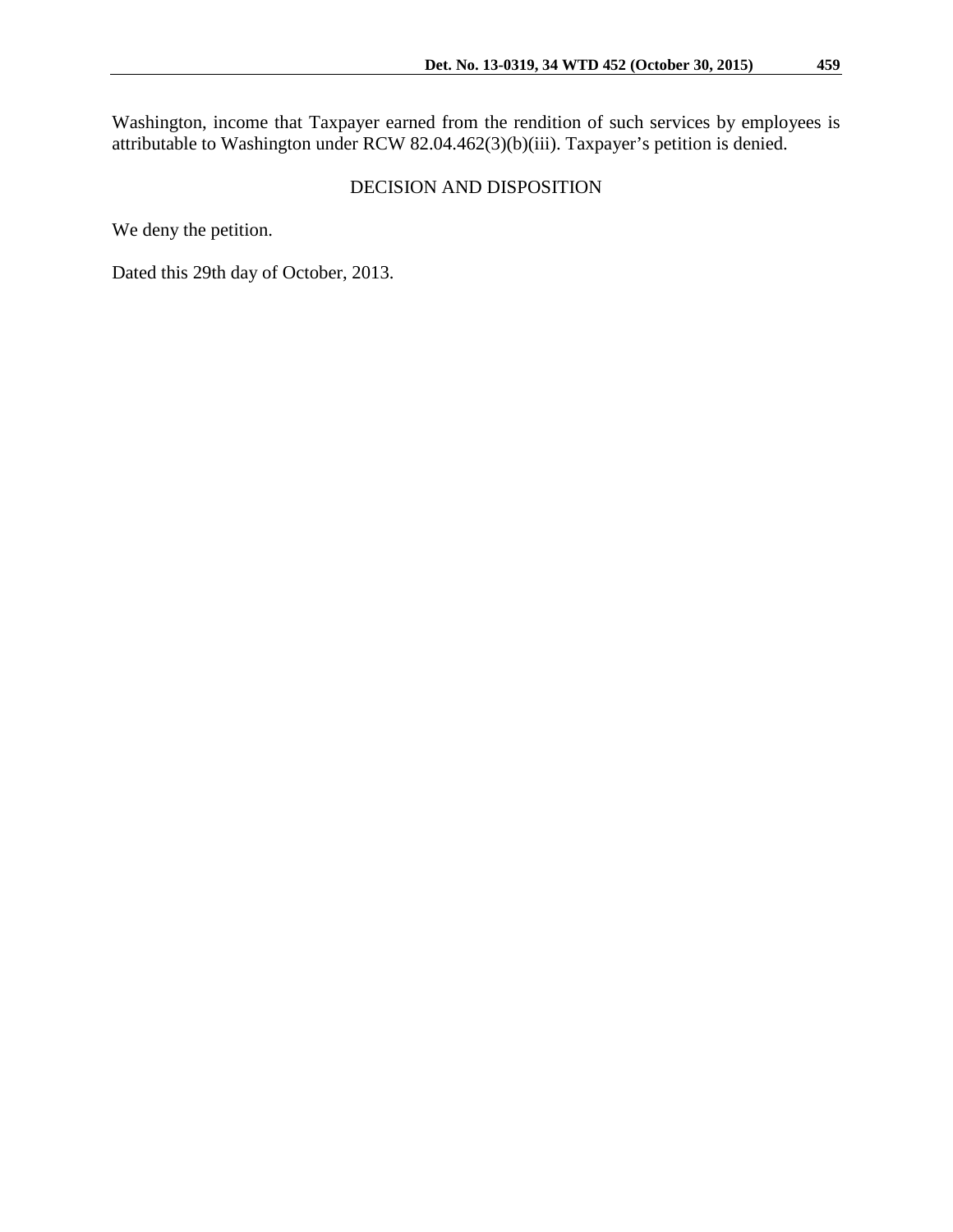Washington, income that Taxpayer earned from the rendition of such services by employees is attributable to Washington under RCW 82.04.462(3)(b)(iii). Taxpayer's petition is denied.

## DECISION AND DISPOSITION

We deny the petition.

Dated this 29th day of October, 2013.